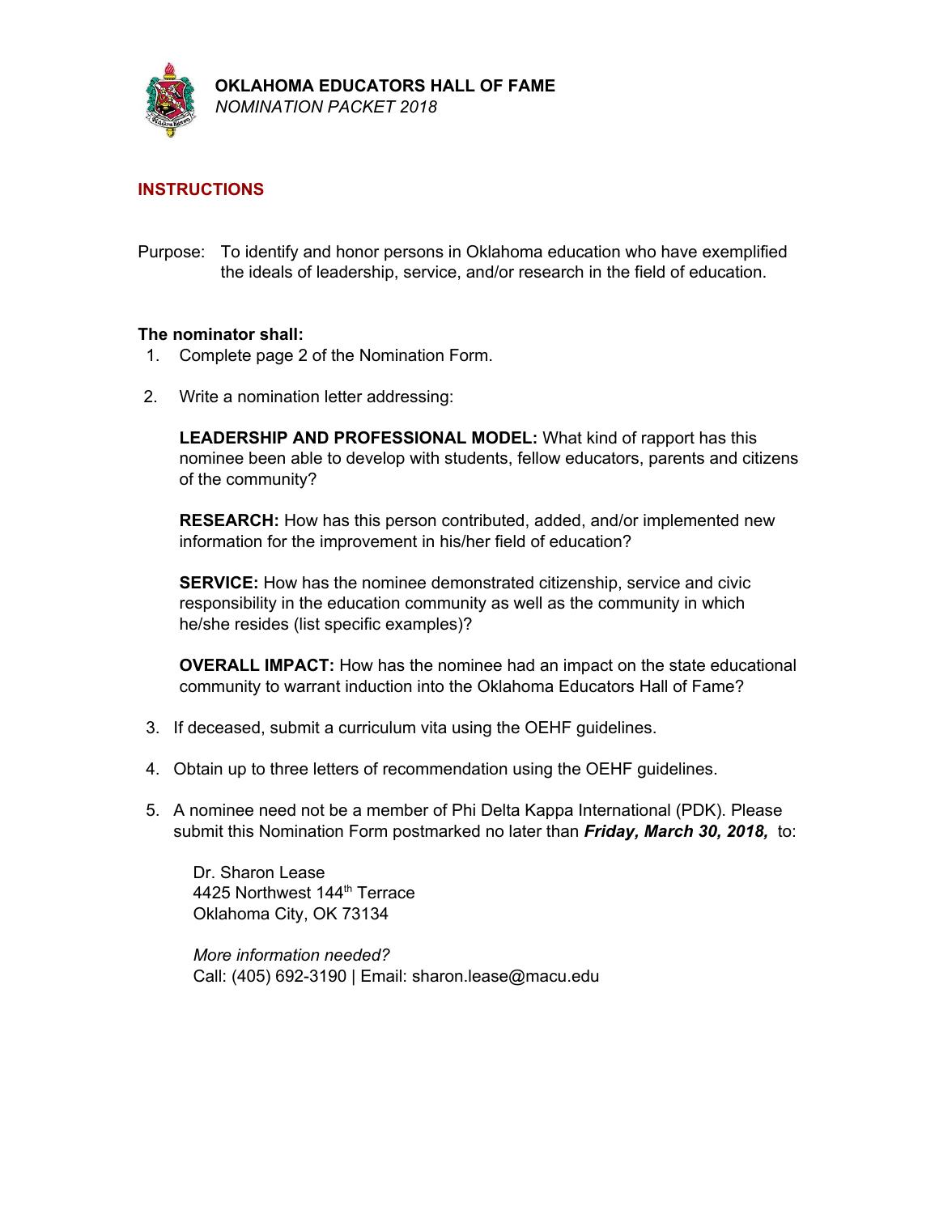# OKLAHOMA EDUCATORS HALL OF FAME

*NOMINATION PACKET 2018*

## INSTRUCTIONS

Purpose: To identify and honor persons in Oklahoma education who have exemplified the ideals of leadership, service, and/or research in the field of education.

**The nominator shall:**

1. Complete page 2 of the Nomination Form.

2. Write a nomination letter addressing:

   **LEADERSHIP AND PROFESSIONAL MODEL:** What kind of rapport has this nominee been able to develop with students, fellow educators, parents and citizens of the community?

   **RESEARCH:** How has this person contributed, added, and/or implemented new information for the improvement in his/her field of education?

   **SERVICE:** How has the nominee demonstrated citizenship, service and civic responsibility in the education community as well as the community in which he/she resides (list specific examples)?

   **OVERALL IMPACT:** How has the nominee had an impact on the state educational community to warrant induction into the Oklahoma Educators Hall of Fame?

3. If deceased, submit a curriculum vita using the OEHF guidelines.

4. Obtain up to three letters of recommendation using the OEHF guidelines.

5. A nominee need not be a member of Phi Delta Kappa International (PDK). Please submit this Nomination Form postmarked no later than ***Friday, March 30, 2018,*** to:

   Dr. Sharon Lease
   4425 Northwest 144th Terrace
   Oklahoma City, OK 73134

   *More information needed?*
   Call: (405) 692-3190 | Email: sharon.lease@macu.edu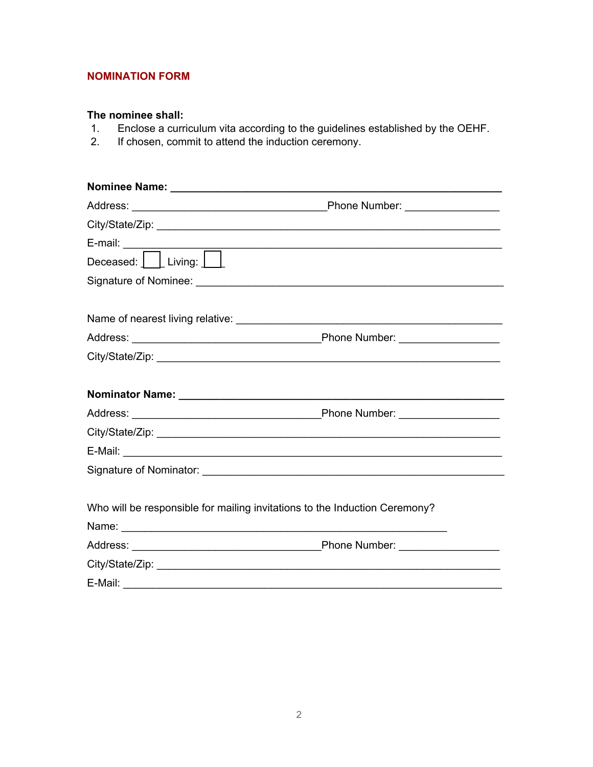## NOMINATION FORM

**The nominee shall:**

1. Enclose a curriculum vita according to the guidelines established by the OEHF.
2. If chosen, commit to attend the induction ceremony.

**Nominee Name: ____________________________________________________**

Address: ________________________________ Phone Number: _______________

City/State/Zip: _____________________________________________________

E-mail: ___________________________________________________________

Deceased: ☐ Living: ☐

Signature of Nominee: _______________________________________________

Name of nearest living relative: ________________________________________

Address: ________________________________ Phone Number: _______________

City/State/Zip: _____________________________________________________

**Nominator Name: ___________________________________________________**

Address: ________________________________ Phone Number: _______________

City/State/Zip: _____________________________________________________

E-Mail: ___________________________________________________________

Signature of Nominator: ______________________________________________

Who will be responsible for mailing invitations to the Induction Ceremony?

Name: ______________________________________________________

Address: ________________________________ Phone Number: _______________

City/State/Zip: _____________________________________________________

E-Mail: ___________________________________________________________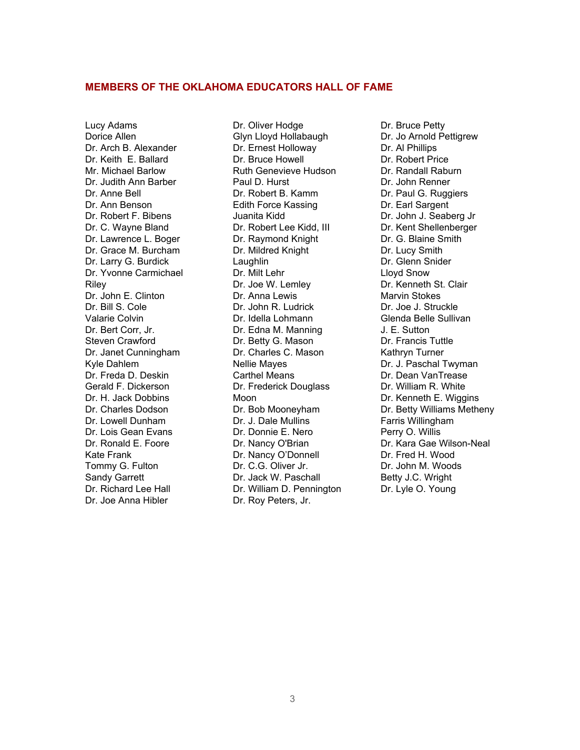## MEMBERS OF THE OKLAHOMA EDUCATORS HALL OF FAME

Lucy Adams
Dorice Allen
Dr. Arch B. Alexander
Dr. Keith E. Ballard
Mr. Michael Barlow
Dr. Judith Ann Barber
Dr. Anne Bell
Dr. Ann Benson
Dr. Robert F. Bibens
Dr. C. Wayne Bland
Dr. Lawrence L. Boger
Dr. Grace M. Burcham
Dr. Larry G. Burdick
Dr. Yvonne Carmichael Riley
Dr. John E. Clinton
Dr. Bill S. Cole
Valarie Colvin
Dr. Bert Corr, Jr.
Steven Crawford
Dr. Janet Cunningham
Kyle Dahlem
Dr. Freda D. Deskin
Gerald F. Dickerson
Dr. H. Jack Dobbins
Dr. Charles Dodson
Dr. Lowell Dunham
Dr. Lois Gean Evans
Dr. Ronald E. Foore
Kate Frank
Tommy G. Fulton
Sandy Garrett
Dr. Richard Lee Hall
Dr. Joe Anna Hibler
Dr. Oliver Hodge
Glyn Lloyd Hollabaugh
Dr. Ernest Holloway
Dr. Bruce Howell
Ruth Genevieve Hudson
Paul D. Hurst
Dr. Robert B. Kamm
Edith Force Kassing
Juanita Kidd
Dr. Robert Lee Kidd, III
Dr. Raymond Knight
Dr. Mildred Knight Laughlin
Dr. Milt Lehr
Dr. Joe W. Lemley
Dr. Anna Lewis
Dr. John R. Ludrick
Dr. Idella Lohmann
Dr. Edna M. Manning
Dr. Betty G. Mason
Dr. Charles C. Mason
Nellie Mayes
Carthel Means
Dr. Frederick Douglass Moon
Dr. Bob Mooneyham
Dr. J. Dale Mullins
Dr. Donnie E. Nero
Dr. Nancy O'Brian
Dr. Nancy O'Donnell
Dr. C.G. Oliver Jr.
Dr. Jack W. Paschall
Dr. William D. Pennington
Dr. Roy Peters, Jr.
Dr. Bruce Petty
Dr. Jo Arnold Pettigrew
Dr. Al Phillips
Dr. Robert Price
Dr. Randall Raburn
Dr. John Renner
Dr. Paul G. Ruggiers
Dr. Earl Sargent
Dr. John J. Seaberg Jr
Dr. Kent Shellenberger
Dr. G. Blaine Smith
Dr. Lucy Smith
Dr. Glenn Snider
Lloyd Snow
Dr. Kenneth St. Clair
Marvin Stokes
Dr. Joe J. Struckle
Glenda Belle Sullivan
J. E. Sutton
Dr. Francis Tuttle
Kathryn Turner
Dr. J. Paschal Twyman
Dr. Dean VanTrease
Dr. William R. White
Dr. Kenneth E. Wiggins
Dr. Betty Williams Metheny
Farris Willingham
Perry O. Willis
Dr. Kara Gae Wilson-Neal
Dr. Fred H. Wood
Dr. John M. Woods
Betty J.C. Wright
Dr. Lyle O. Young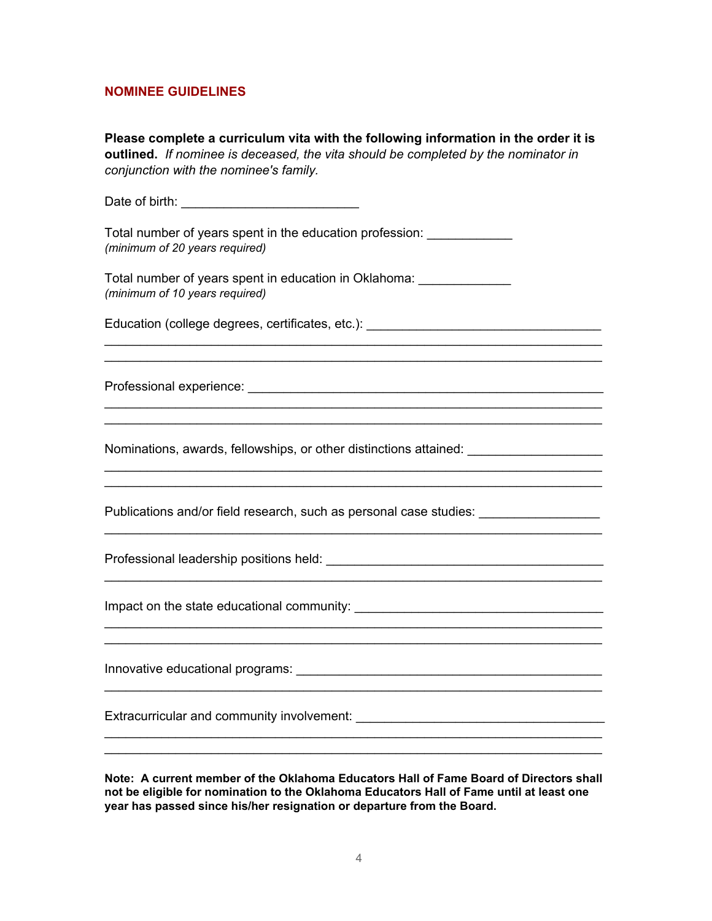## NOMINEE GUIDELINES

**Please complete a curriculum vita with the following information in the order it is outlined.** *If nominee is deceased, the vita should be completed by the nominator in conjunction with the nominee's family.*

Date of birth: ________________________

Total number of years spent in the education profession: ____________
*(minimum of 20 years required)*

Total number of years spent in education in Oklahoma: _____________
*(minimum of 10 years required)*

Education (college degrees, certificates, etc.): ________________________________
__________________________________________________________________
__________________________________________________________________

Professional experience: ______________________________________________
__________________________________________________________________
__________________________________________________________________

Nominations, awards, fellowships, or other distinctions attained: __________________
__________________________________________________________________
__________________________________________________________________

Publications and/or field research, such as personal case studies: ________________
__________________________________________________________________

Professional leadership positions held: _____________________________________
__________________________________________________________________

Impact on the state educational community: __________________________________
__________________________________________________________________
__________________________________________________________________

Innovative educational programs: ___________________________________________
__________________________________________________________________

Extracurricular and community involvement: __________________________________
__________________________________________________________________
__________________________________________________________________

**Note: A current member of the Oklahoma Educators Hall of Fame Board of Directors shall not be eligible for nomination to the Oklahoma Educators Hall of Fame until at least one year has passed since his/her resignation or departure from the Board.**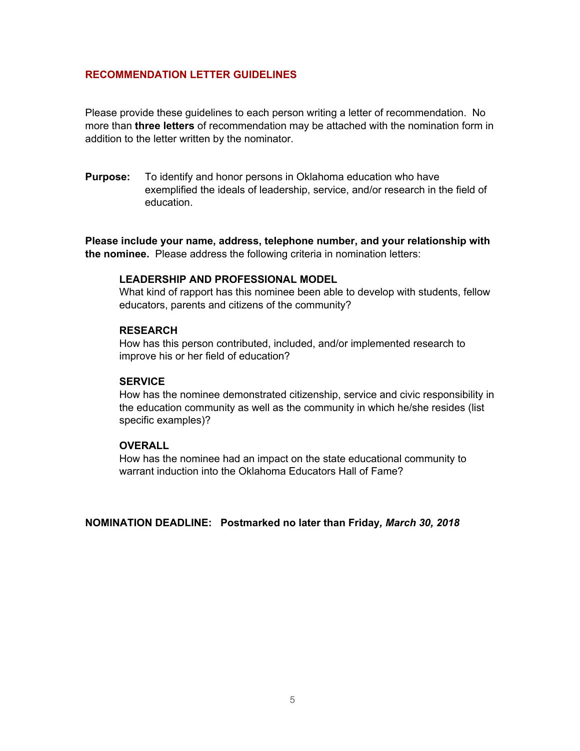## RECOMMENDATION LETTER GUIDELINES

Please provide these guidelines to each person writing a letter of recommendation. No more than **three letters** of recommendation may be attached with the nomination form in addition to the letter written by the nominator.

**Purpose:** To identify and honor persons in Oklahoma education who have exemplified the ideals of leadership, service, and/or research in the field of education.

**Please include your name, address, telephone number, and your relationship with the nominee.** Please address the following criteria in nomination letters:

**LEADERSHIP AND PROFESSIONAL MODEL**
What kind of rapport has this nominee been able to develop with students, fellow educators, parents and citizens of the community?

**RESEARCH**
How has this person contributed, included, and/or implemented research to improve his or her field of education?

**SERVICE**
How has the nominee demonstrated citizenship, service and civic responsibility in the education community as well as the community in which he/she resides (list specific examples)?

**OVERALL**
How has the nominee had an impact on the state educational community to warrant induction into the Oklahoma Educators Hall of Fame?

**NOMINATION DEADLINE: Postmarked no later than Friday*, March 30, 2018***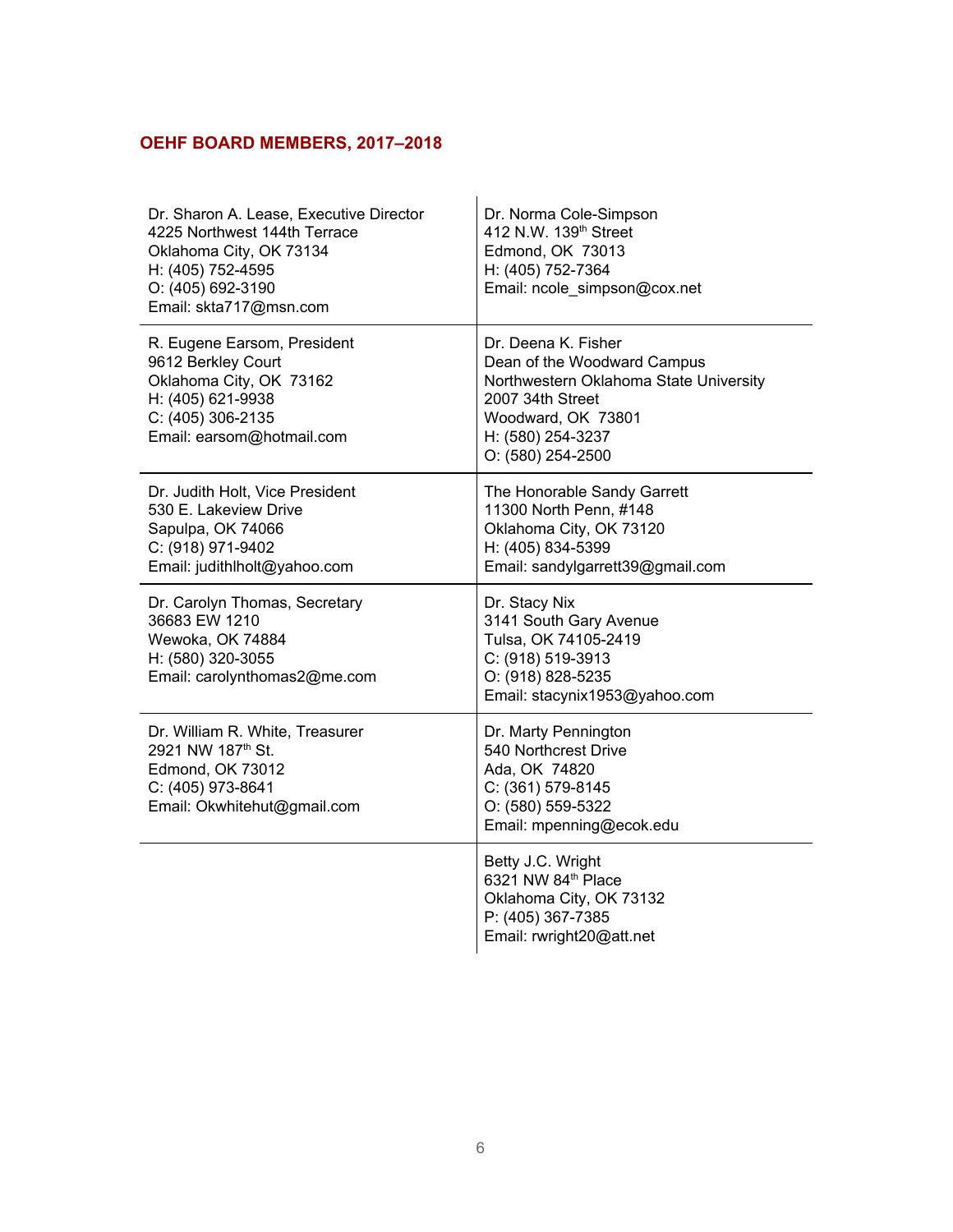## OEHF BOARD MEMBERS, 2017–2018

| | |
|---|---|
| Dr. Sharon A. Lease, Executive Director<br>4225 Northwest 144th Terrace<br>Oklahoma City, OK 73134<br>H: (405) 752-4595<br>O: (405) 692-3190<br>Email: skta717@msn.com | Dr. Norma Cole-Simpson<br>412 N.W. 139th Street<br>Edmond, OK 73013<br>H: (405) 752-7364<br>Email: ncole_simpson@cox.net |
| R. Eugene Earsom, President<br>9612 Berkley Court<br>Oklahoma City, OK 73162<br>H: (405) 621-9938<br>C: (405) 306-2135<br>Email: earsom@hotmail.com | Dr. Deena K. Fisher<br>Dean of the Woodward Campus<br>Northwestern Oklahoma State University<br>2007 34th Street<br>Woodward, OK 73801<br>H: (580) 254-3237<br>O: (580) 254-2500 |
| Dr. Judith Holt, Vice President<br>530 E. Lakeview Drive<br>Sapulpa, OK 74066<br>C: (918) 971-9402<br>Email: judithlholt@yahoo.com | The Honorable Sandy Garrett<br>11300 North Penn, #148<br>Oklahoma City, OK 73120<br>H: (405) 834-5399<br>Email: sandylgarrett39@gmail.com |
| Dr. Carolyn Thomas, Secretary<br>36683 EW 1210<br>Wewoka, OK 74884<br>H: (580) 320-3055<br>Email: carolynthomas2@me.com | Dr. Stacy Nix<br>3141 South Gary Avenue<br>Tulsa, OK 74105-2419<br>C: (918) 519-3913<br>O: (918) 828-5235<br>Email: stacynix1953@yahoo.com |
| Dr. William R. White, Treasurer<br>2921 NW 187th St.<br>Edmond, OK 73012<br>C: (405) 973-8641<br>Email: Okwhitehut@gmail.com | Dr. Marty Pennington<br>540 Northcrest Drive<br>Ada, OK 74820<br>C: (361) 579-8145<br>O: (580) 559-5322<br>Email: mpenning@ecok.edu |
| | Betty J.C. Wright<br>6321 NW 84th Place<br>Oklahoma City, OK 73132<br>P: (405) 367-7385<br>Email: rwright20@att.net |